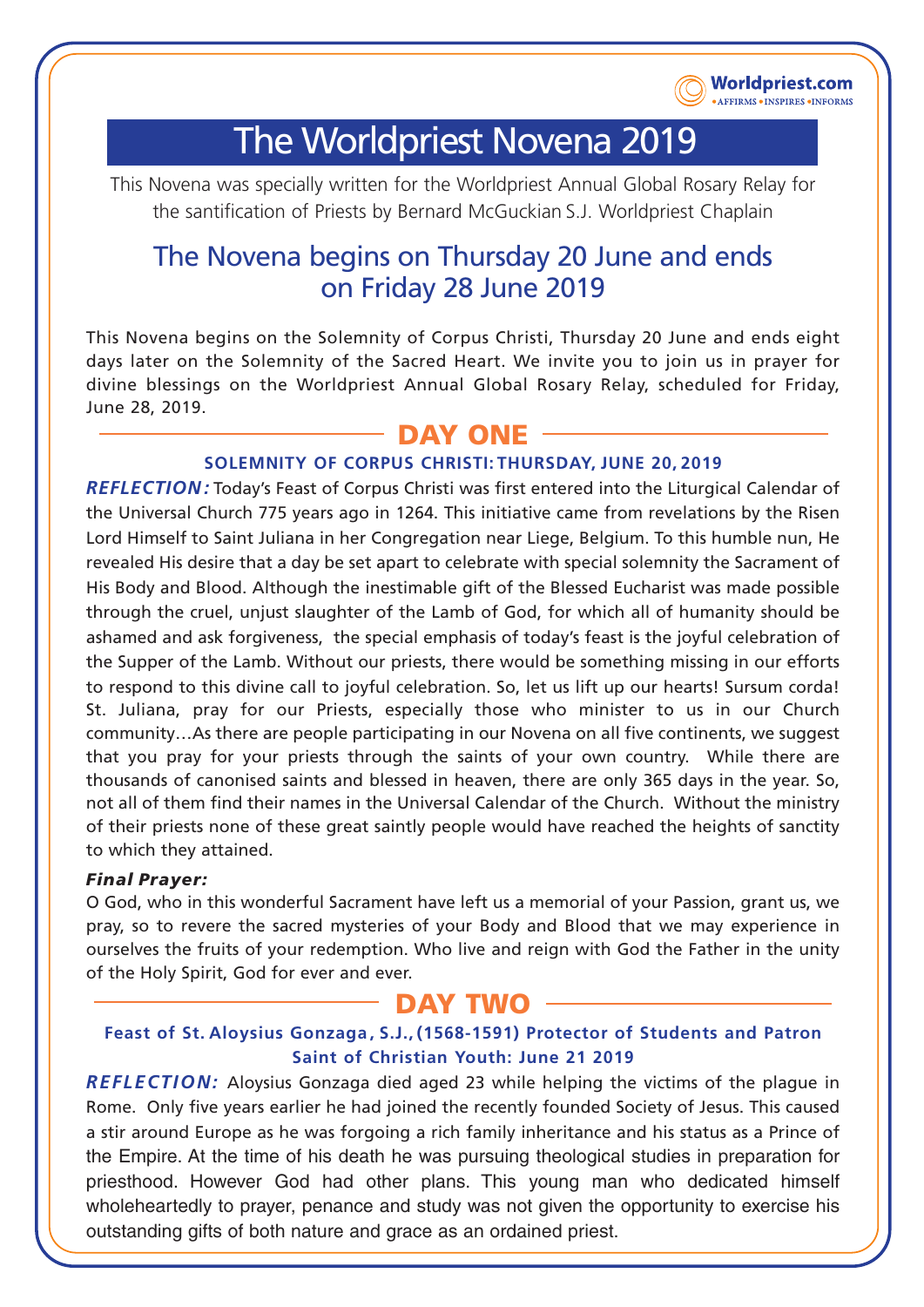Worldpriest.com
•AFFIRMS •INSPIRES •INFORMS

# The Worldpriest Novena 2019

This Novena was specially written for the Worldpriest Annual Global Rosary Relay for the santification of Priests by Bernard McGuckian S.J. Worldpriest Chaplain

## The Novena begins on Thursday 20 June and ends on Friday 28 June 2019

This Novena begins on the Solemnity of Corpus Christi, Thursday 20 June and ends eight days later on the Solemnity of the Sacred Heart. We invite you to join us in prayer for divine blessings on the Worldpriest Annual Global Rosary Relay, scheduled for Friday, June 28, 2019.

## DAY ONE

### SOLEMNITY OF CORPUS CHRISTI: THURSDAY, JUNE 20, 2019

***REFLECTION:*** Today's Feast of Corpus Christi was first entered into the Liturgical Calendar of the Universal Church 775 years ago in 1264. This initiative came from revelations by the Risen Lord Himself to Saint Juliana in her Congregation near Liege, Belgium. To this humble nun, He revealed His desire that a day be set apart to celebrate with special solemnity the Sacrament of His Body and Blood. Although the inestimable gift of the Blessed Eucharist was made possible through the cruel, unjust slaughter of the Lamb of God, for which all of humanity should be ashamed and ask forgiveness, the special emphasis of today's feast is the joyful celebration of the Supper of the Lamb. Without our priests, there would be something missing in our efforts to respond to this divine call to joyful celebration. So, let us lift up our hearts! Sursum corda! St. Juliana, pray for our Priests, especially those who minister to us in our Church community…As there are people participating in our Novena on all five continents, we suggest that you pray for your priests through the saints of your own country. While there are thousands of canonised saints and blessed in heaven, there are only 365 days in the year. So, not all of them find their names in the Universal Calendar of the Church. Without the ministry of their priests none of these great saintly people would have reached the heights of sanctity to which they attained.

***Final Prayer:***

O God, who in this wonderful Sacrament have left us a memorial of your Passion, grant us, we pray, so to revere the sacred mysteries of your Body and Blood that we may experience in ourselves the fruits of your redemption. Who live and reign with God the Father in the unity of the Holy Spirit, God for ever and ever.

## DAY TWO

### Feast of St. Aloysius Gonzaga, S.J., (1568-1591) Protector of Students and Patron Saint of Christian Youth: June 21 2019

***REFLECTION:*** Aloysius Gonzaga died aged 23 while helping the victims of the plague in Rome. Only five years earlier he had joined the recently founded Society of Jesus. This caused a stir around Europe as he was forgoing a rich family inheritance and his status as a Prince of the Empire. At the time of his death he was pursuing theological studies in preparation for priesthood. However God had other plans. This young man who dedicated himself wholeheartedly to prayer, penance and study was not given the opportunity to exercise his outstanding gifts of both nature and grace as an ordained priest.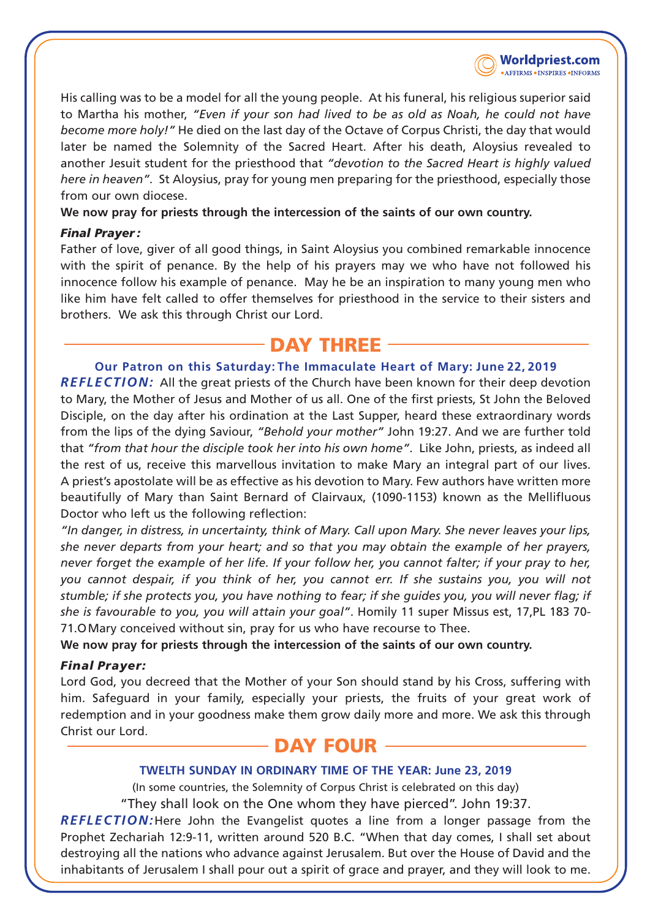His calling was to be a model for all the young people. At his funeral, his religious superior said to Martha his mother, *"Even if your son had lived to be as old as Noah, he could not have become more holy!"* He died on the last day of the Octave of Corpus Christi, the day that would later be named the Solemnity of the Sacred Heart. After his death, Aloysius revealed to another Jesuit student for the priesthood that *"devotion to the Sacred Heart is highly valued here in heaven"*. St Aloysius, pray for young men preparing for the priesthood, especially those from our own diocese.

**We now pray for priests through the intercession of the saints of our own country.**

***Final Prayer:***

Father of love, giver of all good things, in Saint Aloysius you combined remarkable innocence with the spirit of penance. By the help of his prayers may we who have not followed his innocence follow his example of penance. May he be an inspiration to many young men who like him have felt called to offer themselves for priesthood in the service to their sisters and brothers. We ask this through Christ our Lord.

## DAY THREE

**Our Patron on this Saturday: The Immaculate Heart of Mary: June 22, 2019**

***REFLECTION:*** All the great priests of the Church have been known for their deep devotion to Mary, the Mother of Jesus and Mother of us all. One of the first priests, St John the Beloved Disciple, on the day after his ordination at the Last Supper, heard these extraordinary words from the lips of the dying Saviour, *"Behold your mother"* John 19:27. And we are further told that *"from that hour the disciple took her into his own home"*. Like John, priests, as indeed all the rest of us, receive this marvellous invitation to make Mary an integral part of our lives. A priest's apostolate will be as effective as his devotion to Mary. Few authors have written more beautifully of Mary than Saint Bernard of Clairvaux, (1090-1153) known as the Mellifluous Doctor who left us the following reflection:

*"In danger, in distress, in uncertainty, think of Mary. Call upon Mary. She never leaves your lips, she never departs from your heart; and so that you may obtain the example of her prayers, never forget the example of her life. If your follow her, you cannot falter; if your pray to her, you cannot despair, if you think of her, you cannot err. If she sustains you, you will not stumble; if she protects you, you have nothing to fear; if she guides you, you will never flag; if she is favourable to you, you will attain your goal"*. Homily 11 super Missus est, 17,PL 183 70-71.O Mary conceived without sin, pray for us who have recourse to Thee.

**We now pray for priests through the intercession of the saints of our own country.**

***Final Prayer:***

Lord God, you decreed that the Mother of your Son should stand by his Cross, suffering with him. Safeguard in your family, especially your priests, the fruits of your great work of redemption and in your goodness make them grow daily more and more. We ask this through Christ our Lord.

## DAY FOUR

**TWELTH SUNDAY IN ORDINARY TIME OF THE YEAR: June 23, 2019**

(In some countries, the Solemnity of Corpus Christ is celebrated on this day)

"They shall look on the One whom they have pierced". John 19:37.

***REFLECTION:*** Here John the Evangelist quotes a line from a longer passage from the Prophet Zechariah 12:9-11, written around 520 B.C. "When that day comes, I shall set about destroying all the nations who advance against Jerusalem. But over the House of David and the inhabitants of Jerusalem I shall pour out a spirit of grace and prayer, and they will look to me.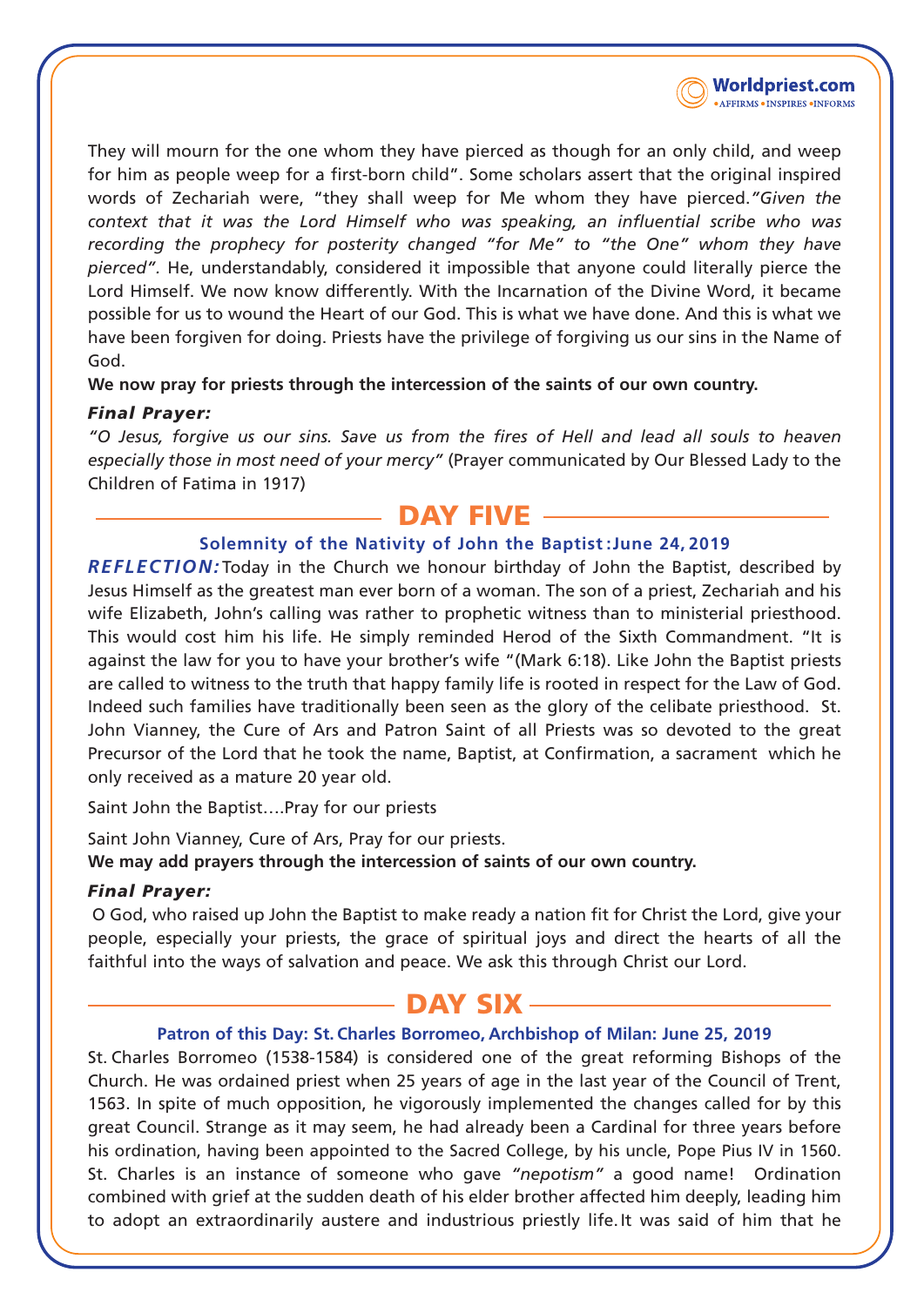They will mourn for the one whom they have pierced as though for an only child, and weep for him as people weep for a first-born child". Some scholars assert that the original inspired words of Zechariah were, "they shall weep for Me whom they have pierced.*"Given the context that it was the Lord Himself who was speaking, an influential scribe who was recording the prophecy for posterity changed "for Me" to "the One" whom they have pierced".* He, understandably, considered it impossible that anyone could literally pierce the Lord Himself. We now know differently. With the Incarnation of the Divine Word, it became possible for us to wound the Heart of our God. This is what we have done. And this is what we have been forgiven for doing. Priests have the privilege of forgiving us our sins in the Name of God.

**We now pray for priests through the intercession of the saints of our own country.**

***Final Prayer:***

*"O Jesus, forgive us our sins. Save us from the fires of Hell and lead all souls to heaven especially those in most need of your mercy"* (Prayer communicated by Our Blessed Lady to the Children of Fatima in 1917)

## DAY FIVE

**Solemnity of the Nativity of John the Baptist :June 24, 2019**

***REFLECTION:*** Today in the Church we honour birthday of John the Baptist, described by Jesus Himself as the greatest man ever born of a woman. The son of a priest, Zechariah and his wife Elizabeth, John's calling was rather to prophetic witness than to ministerial priesthood. This would cost him his life. He simply reminded Herod of the Sixth Commandment. "It is against the law for you to have your brother's wife "(Mark 6:18). Like John the Baptist priests are called to witness to the truth that happy family life is rooted in respect for the Law of God. Indeed such families have traditionally been seen as the glory of the celibate priesthood. St. John Vianney, the Cure of Ars and Patron Saint of all Priests was so devoted to the great Precursor of the Lord that he took the name, Baptist, at Confirmation, a sacrament which he only received as a mature 20 year old.

Saint John the Baptist….Pray for our priests

Saint John Vianney, Cure of Ars, Pray for our priests.

**We may add prayers through the intercession of saints of our own country.**

***Final Prayer:***

O God, who raised up John the Baptist to make ready a nation fit for Christ the Lord, give your people, especially your priests, the grace of spiritual joys and direct the hearts of all the faithful into the ways of salvation and peace. We ask this through Christ our Lord.

## DAY SIX

**Patron of this Day: St. Charles Borromeo, Archbishop of Milan: June 25, 2019**

St. Charles Borromeo (1538-1584) is considered one of the great reforming Bishops of the Church. He was ordained priest when 25 years of age in the last year of the Council of Trent, 1563. In spite of much opposition, he vigorously implemented the changes called for by this great Council. Strange as it may seem, he had already been a Cardinal for three years before his ordination, having been appointed to the Sacred College, by his uncle, Pope Pius IV in 1560. St. Charles is an instance of someone who gave *"nepotism"* a good name! Ordination combined with grief at the sudden death of his elder brother affected him deeply, leading him to adopt an extraordinarily austere and industrious priestly life. It was said of him that he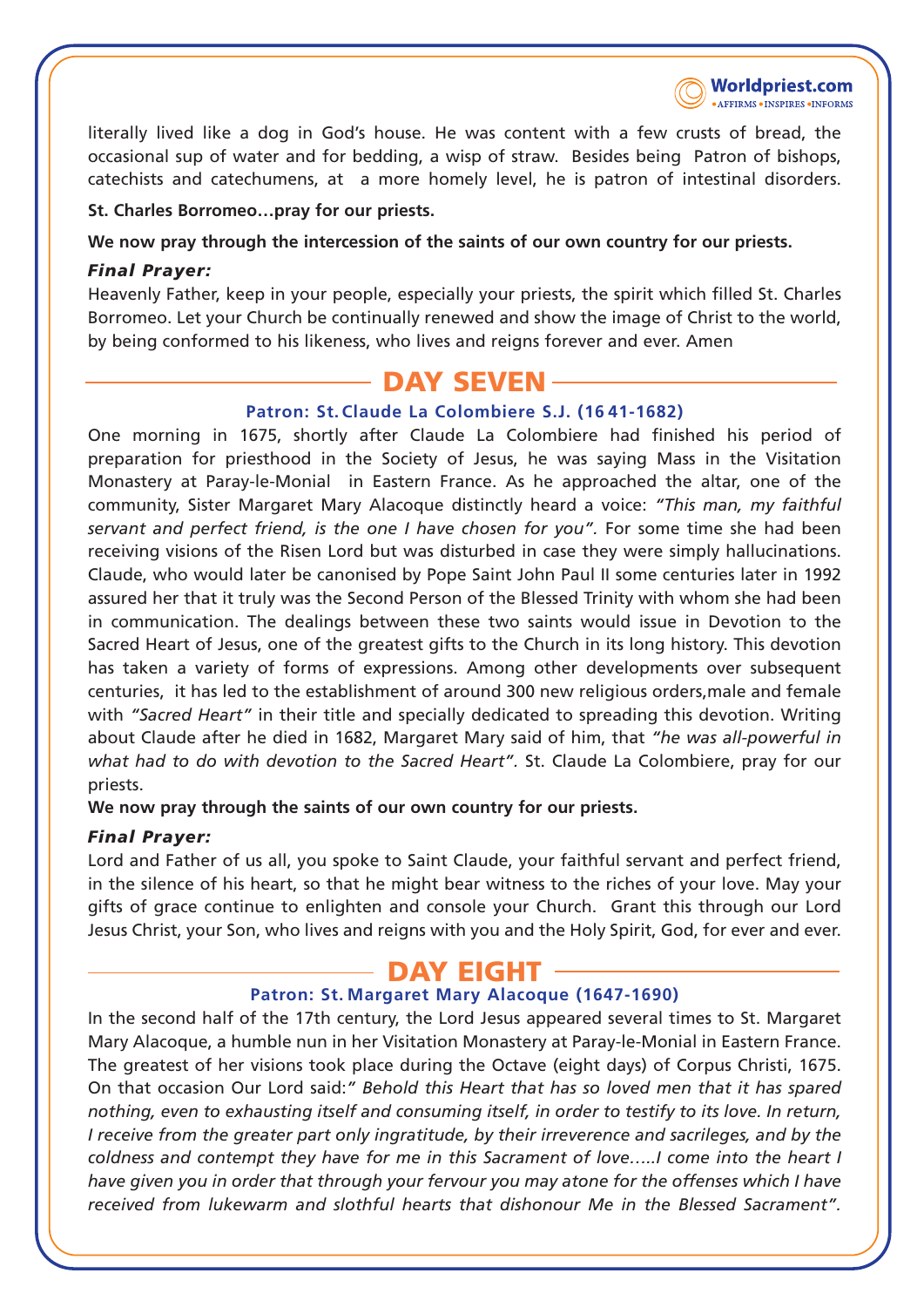literally lived like a dog in God's house. He was content with a few crusts of bread, the occasional sup of water and for bedding, a wisp of straw. Besides being Patron of bishops, catechists and catechumens, at a more homely level, he is patron of intestinal disorders.

**St. Charles Borromeo…pray for our priests.**

**We now pray through the intercession of the saints of our own country for our priests.**

***Final Prayer:***

Heavenly Father, keep in your people, especially your priests, the spirit which filled St. Charles Borromeo. Let your Church be continually renewed and show the image of Christ to the world, by being conformed to his likeness, who lives and reigns forever and ever. Amen

## DAY SEVEN

### Patron: St. Claude La Colombiere S.J. (1641-1682)

One morning in 1675, shortly after Claude La Colombiere had finished his period of preparation for priesthood in the Society of Jesus, he was saying Mass in the Visitation Monastery at Paray-le-Monial in Eastern France. As he approached the altar, one of the community, Sister Margaret Mary Alacoque distinctly heard a voice: *"This man, my faithful servant and perfect friend, is the one I have chosen for you".* For some time she had been receiving visions of the Risen Lord but was disturbed in case they were simply hallucinations. Claude, who would later be canonised by Pope Saint John Paul II some centuries later in 1992 assured her that it truly was the Second Person of the Blessed Trinity with whom she had been in communication. The dealings between these two saints would issue in Devotion to the Sacred Heart of Jesus, one of the greatest gifts to the Church in its long history. This devotion has taken a variety of forms of expressions. Among other developments over subsequent centuries, it has led to the establishment of around 300 new religious orders,male and female with *"Sacred Heart"* in their title and specially dedicated to spreading this devotion. Writing about Claude after he died in 1682, Margaret Mary said of him, that *"he was all-powerful in what had to do with devotion to the Sacred Heart".* St. Claude La Colombiere, pray for our priests.

**We now pray through the saints of our own country for our priests.**

***Final Prayer:***

Lord and Father of us all, you spoke to Saint Claude, your faithful servant and perfect friend, in the silence of his heart, so that he might bear witness to the riches of your love. May your gifts of grace continue to enlighten and console your Church. Grant this through our Lord Jesus Christ, your Son, who lives and reigns with you and the Holy Spirit, God, for ever and ever.

## DAY EIGHT

### Patron: St. Margaret Mary Alacoque (1647-1690)

In the second half of the 17th century, the Lord Jesus appeared several times to St. Margaret Mary Alacoque, a humble nun in her Visitation Monastery at Paray-le-Monial in Eastern France. The greatest of her visions took place during the Octave (eight days) of Corpus Christi, 1675. On that occasion Our Lord said:*" Behold this Heart that has so loved men that it has spared nothing, even to exhausting itself and consuming itself, in order to testify to its love. In return, I receive from the greater part only ingratitude, by their irreverence and sacrileges, and by the coldness and contempt they have for me in this Sacrament of love…..I come into the heart I have given you in order that through your fervour you may atone for the offenses which I have received from lukewarm and slothful hearts that dishonour Me in the Blessed Sacrament".*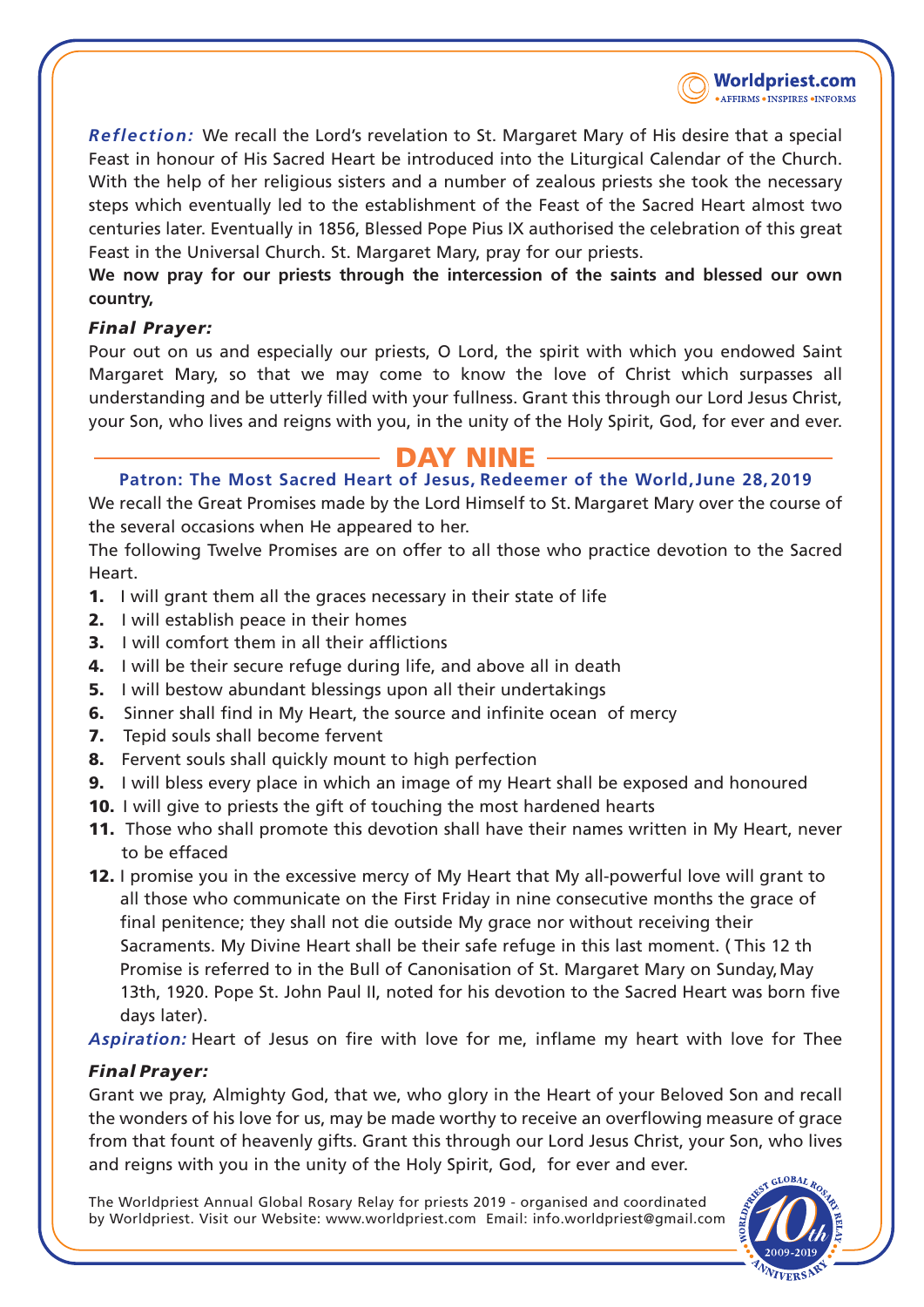***Reflection:*** We recall the Lord's revelation to St. Margaret Mary of His desire that a special Feast in honour of His Sacred Heart be introduced into the Liturgical Calendar of the Church. With the help of her religious sisters and a number of zealous priests she took the necessary steps which eventually led to the establishment of the Feast of the Sacred Heart almost two centuries later. Eventually in 1856, Blessed Pope Pius IX authorised the celebration of this great Feast in the Universal Church. St. Margaret Mary, pray for our priests.

**We now pray for our priests through the intercession of the saints and blessed our own country,**

***Final Prayer:***

Pour out on us and especially our priests, O Lord, the spirit with which you endowed Saint Margaret Mary, so that we may come to know the love of Christ which surpasses all understanding and be utterly filled with your fullness. Grant this through our Lord Jesus Christ, your Son, who lives and reigns with you, in the unity of the Holy Spirit, God, for ever and ever.

## DAY NINE

**Patron: The Most Sacred Heart of Jesus, Redeemer of the World, June 28, 2019**

We recall the Great Promises made by the Lord Himself to St. Margaret Mary over the course of the several occasions when He appeared to her.

The following Twelve Promises are on offer to all those who practice devotion to the Sacred Heart.

1. I will grant them all the graces necessary in their state of life
2. I will establish peace in their homes
3. I will comfort them in all their afflictions
4. I will be their secure refuge during life, and above all in death
5. I will bestow abundant blessings upon all their undertakings
6. Sinner shall find in My Heart, the source and infinite ocean of mercy
7. Tepid souls shall become fervent
8. Fervent souls shall quickly mount to high perfection
9. I will bless every place in which an image of my Heart shall be exposed and honoured
10. I will give to priests the gift of touching the most hardened hearts
11. Those who shall promote this devotion shall have their names written in My Heart, never to be effaced
12. I promise you in the excessive mercy of My Heart that My all-powerful love will grant to all those who communicate on the First Friday in nine consecutive months the grace of final penitence; they shall not die outside My grace nor without receiving their Sacraments. My Divine Heart shall be their safe refuge in this last moment. ( This 12 th Promise is referred to in the Bull of Canonisation of St. Margaret Mary on Sunday, May 13th, 1920. Pope St. John Paul II, noted for his devotion to the Sacred Heart was born five days later).

***Aspiration:*** Heart of Jesus on fire with love for me, inflame my heart with love for Thee

***Final Prayer:***

Grant we pray, Almighty God, that we, who glory in the Heart of your Beloved Son and recall the wonders of his love for us, may be made worthy to receive an overflowing measure of grace from that fount of heavenly gifts. Grant this through our Lord Jesus Christ, your Son, who lives and reigns with you in the unity of the Holy Spirit, God, for ever and ever.

The Worldpriest Annual Global Rosary Relay for priests 2019 - organised and coordinated by Worldpriest. Visit our Website: www.worldpriest.com Email: info.worldpriest@gmail.com